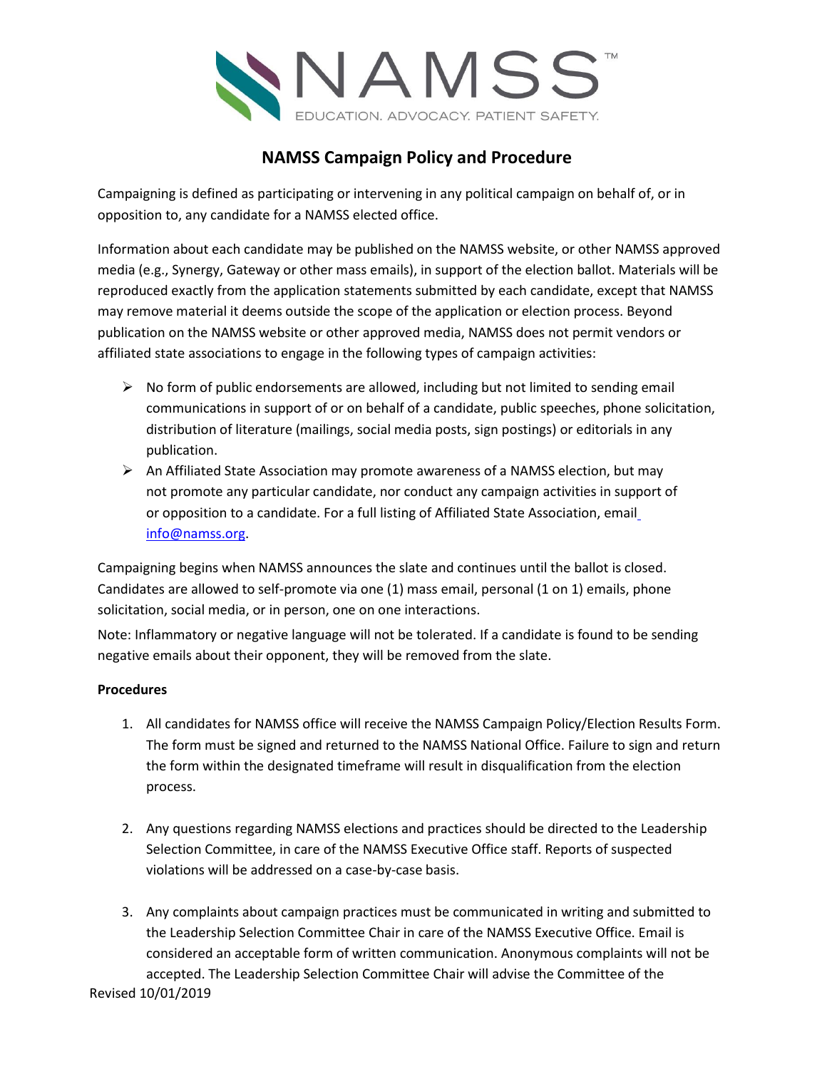# NAMSS Campaign Policy and Procedure

Campaigning is defined as participating or intervening in any political campaign on behalf of, or in opposition to, any candidate for a NAMSS elected office.

Information about each candidate may be published on the NAMSS website, or other NAMSS approved media (e.g., Synergy, Gateway or other mass emails), in support of the election ballot. Materials will be reproduced exactly from the application statements submitted by each candidate, except that NAMSS may remove material it deems outside the scope of the application or election process. Beyond publication on the NAMSS website or other approved media, NAMSS does not permit vendors or affiliated state associations to engage in the following types of campaign activities:

- No form of public endorsements are allowed, including but not limited to sending email communications in support of or on behalf of a candidate, public speeches, phone solicitation, distribution of literature (mailings, social media posts, sign postings) or editorials in any publication.
- An Affiliated State Association may promote awareness of a NAMSS election, but may not promote any particular candidate, nor conduct any campaign activities in support of or opposition to a candidate. For a full listing of Affiliated State Association, email info@namss.org.

Campaigning begins when NAMSS announces the slate and continues until the ballot is closed. Candidates are allowed to self-promote via one (1) mass email, personal (1 on 1) emails, phone solicitation, social media, or in person, one on one interactions.

Note: Inflammatory or negative language will not be tolerated. If a candidate is found to be sending negative emails about their opponent, they will be removed from the slate.

**Procedures**

1. All candidates for NAMSS office will receive the NAMSS Campaign Policy/Election Results Form. The form must be signed and returned to the NAMSS National Office. Failure to sign and return the form within the designated timeframe will result in disqualification from the election process.

2. Any questions regarding NAMSS elections and practices should be directed to the Leadership Selection Committee, in care of the NAMSS Executive Office staff. Reports of suspected violations will be addressed on a case-by-case basis.

3. Any complaints about campaign practices must be communicated in writing and submitted to the Leadership Selection Committee Chair in care of the NAMSS Executive Office. Email is considered an acceptable form of written communication. Anonymous complaints will not be accepted. The Leadership Selection Committee Chair will advise the Committee of the

Revised 10/01/2019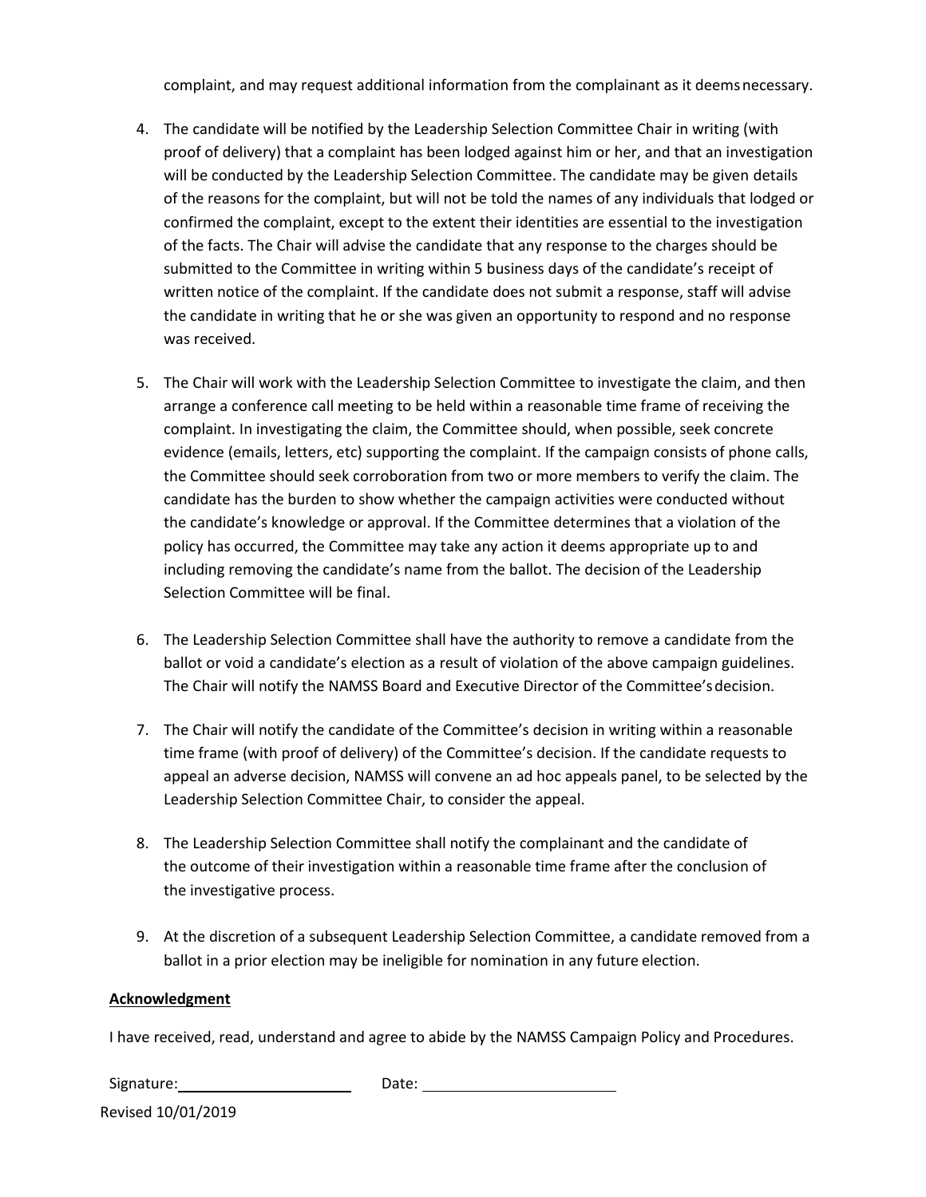complaint, and may request additional information from the complainant as it deems necessary.

4. The candidate will be notified by the Leadership Selection Committee Chair in writing (with proof of delivery) that a complaint has been lodged against him or her, and that an investigation will be conducted by the Leadership Selection Committee. The candidate may be given details of the reasons for the complaint, but will not be told the names of any individuals that lodged or confirmed the complaint, except to the extent their identities are essential to the investigation of the facts. The Chair will advise the candidate that any response to the charges should be submitted to the Committee in writing within 5 business days of the candidate's receipt of written notice of the complaint. If the candidate does not submit a response, staff will advise the candidate in writing that he or she was given an opportunity to respond and no response was received.

5. The Chair will work with the Leadership Selection Committee to investigate the claim, and then arrange a conference call meeting to be held within a reasonable time frame of receiving the complaint. In investigating the claim, the Committee should, when possible, seek concrete evidence (emails, letters, etc) supporting the complaint. If the campaign consists of phone calls, the Committee should seek corroboration from two or more members to verify the claim. The candidate has the burden to show whether the campaign activities were conducted without the candidate's knowledge or approval. If the Committee determines that a violation of the policy has occurred, the Committee may take any action it deems appropriate up to and including removing the candidate's name from the ballot. The decision of the Leadership Selection Committee will be final.

6. The Leadership Selection Committee shall have the authority to remove a candidate from the ballot or void a candidate's election as a result of violation of the above campaign guidelines. The Chair will notify the NAMSS Board and Executive Director of the Committee's decision.

7. The Chair will notify the candidate of the Committee's decision in writing within a reasonable time frame (with proof of delivery) of the Committee's decision. If the candidate requests to appeal an adverse decision, NAMSS will convene an ad hoc appeals panel, to be selected by the Leadership Selection Committee Chair, to consider the appeal.

8. The Leadership Selection Committee shall notify the complainant and the candidate of the outcome of their investigation within a reasonable time frame after the conclusion of the investigative process.

9. At the discretion of a subsequent Leadership Selection Committee, a candidate removed from a ballot in a prior election may be ineligible for nomination in any future election.

**Acknowledgment**

I have received, read, understand and agree to abide by the NAMSS Campaign Policy and Procedures.

Signature: ____________________ Date: ____________________

Revised 10/01/2019